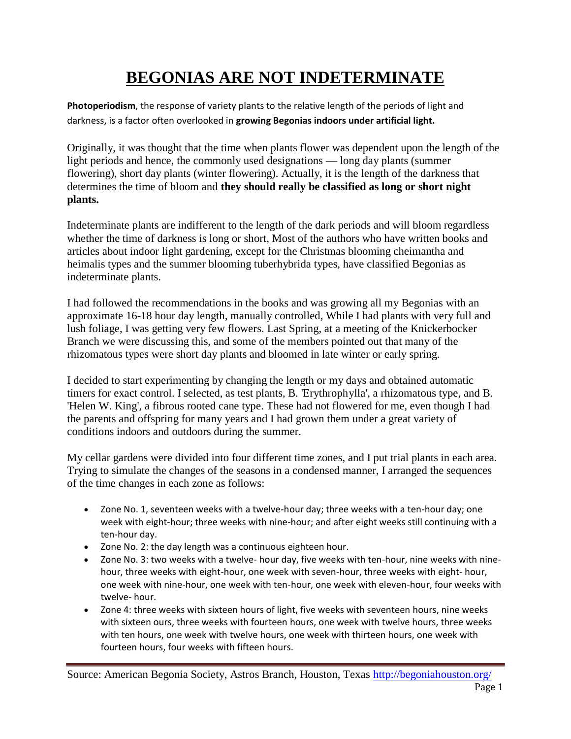# BEGONIAS ARE NOT INDETERMINATE

**Photoperiodism**, the response of variety plants to the relative length of the periods of light and darkness, is a factor often overlooked in **growing Begonias indoors under artificial light.**

Originally, it was thought that the time when plants flower was dependent upon the length of the light periods and hence, the commonly used designations — long day plants (summer flowering), short day plants (winter flowering). Actually, it is the length of the darkness that determines the time of bloom and **they should really be classified as long or short night plants.**

Indeterminate plants are indifferent to the length of the dark periods and will bloom regardless whether the time of darkness is long or short, Most of the authors who have written books and articles about indoor light gardening, except for the Christmas blooming cheimantha and heimalis types and the summer blooming tuberhybrida types, have classified Begonias as indeterminate plants.

I had followed the recommendations in the books and was growing all my Begonias with an approximate 16-18 hour day length, manually controlled, While I had plants with very full and lush foliage, I was getting very few flowers. Last Spring, at a meeting of the Knickerbocker Branch we were discussing this, and some of the members pointed out that many of the rhizomatous types were short day plants and bloomed in late winter or early spring.

I decided to start experimenting by changing the length or my days and obtained automatic timers for exact control. I selected, as test plants, B. 'Erythrophylla', a rhizomatous type, and B. 'Helen W. King', a fibrous rooted cane type. These had not flowered for me, even though I had the parents and offspring for many years and I had grown them under a great variety of conditions indoors and outdoors during the summer.

My cellar gardens were divided into four different time zones, and I put trial plants in each area. Trying to simulate the changes of the seasons in a condensed manner, I arranged the sequences of the time changes in each zone as follows:

- Zone No. 1, seventeen weeks with a twelve-hour day; three weeks with a ten-hour day; one week with eight-hour; three weeks with nine-hour; and after eight weeks still continuing with a ten-hour day.
- Zone No. 2: the day length was a continuous eighteen hour.
- Zone No. 3: two weeks with a twelve- hour day, five weeks with ten-hour, nine weeks with nine-hour, three weeks with eight-hour, one week with seven-hour, three weeks with eight- hour, one week with nine-hour, one week with ten-hour, one week with eleven-hour, four weeks with twelve- hour.
- Zone 4: three weeks with sixteen hours of light, five weeks with seventeen hours, nine weeks with sixteen ours, three weeks with fourteen hours, one week with twelve hours, three weeks with ten hours, one week with twelve hours, one week with thirteen hours, one week with fourteen hours, four weeks with fifteen hours.

Source: American Begonia Society, Astros Branch, Houston, Texas http://begoniahouston.org/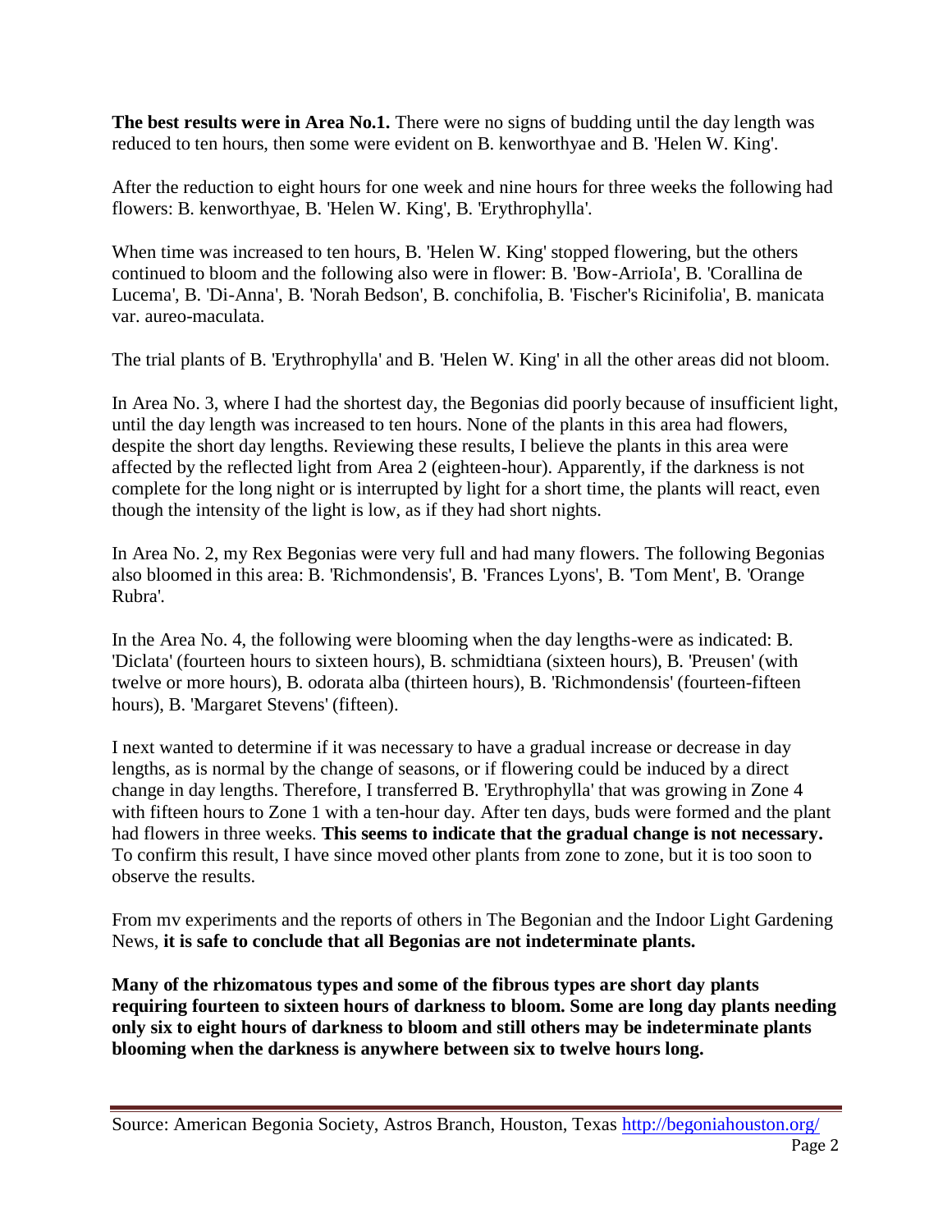**The best results were in Area No.1.** There were no signs of budding until the day length was reduced to ten hours, then some were evident on B. kenworthyae and B. 'Helen W. King'.

After the reduction to eight hours for one week and nine hours for three weeks the following had flowers: B. kenworthyae, B. 'Helen W. King', B. 'Erythrophylla'.

When time was increased to ten hours, B. 'Helen W. King' stopped flowering, but the others continued to bloom and the following also were in flower: B. 'Bow-ArrioIa', B. 'Corallina de Lucema', B. 'Di-Anna', B. 'Norah Bedson', B. conchifolia, B. 'Fischer's Ricinifolia', B. manicata var. aureo-maculata.

The trial plants of B. 'Erythrophylla' and B. 'Helen W. King' in all the other areas did not bloom.

In Area No. 3, where I had the shortest day, the Begonias did poorly because of insufficient light, until the day length was increased to ten hours. None of the plants in this area had flowers, despite the short day lengths. Reviewing these results, I believe the plants in this area were affected by the reflected light from Area 2 (eighteen-hour). Apparently, if the darkness is not complete for the long night or is interrupted by light for a short time, the plants will react, even though the intensity of the light is low, as if they had short nights.

In Area No. 2, my Rex Begonias were very full and had many flowers. The following Begonias also bloomed in this area: B. 'Richmondensis', B. 'Frances Lyons', B. 'Tom Ment', B. 'Orange Rubra'.

In the Area No. 4, the following were blooming when the day lengths-were as indicated: B. 'Diclata' (fourteen hours to sixteen hours), B. schmidtiana (sixteen hours), B. 'Preusen' (with twelve or more hours), B. odorata alba (thirteen hours), B. 'Richmondensis' (fourteen-fifteen hours), B. 'Margaret Stevens' (fifteen).

I next wanted to determine if it was necessary to have a gradual increase or decrease in day lengths, as is normal by the change of seasons, or if flowering could be induced by a direct change in day lengths. Therefore, I transferred B. 'Erythrophylla' that was growing in Zone 4 with fifteen hours to Zone 1 with a ten-hour day. After ten days, buds were formed and the plant had flowers in three weeks. **This seems to indicate that the gradual change is not necessary.** To confirm this result, I have since moved other plants from zone to zone, but it is too soon to observe the results.

From mv experiments and the reports of others in The Begonian and the Indoor Light Gardening News, **it is safe to conclude that all Begonias are not indeterminate plants.**

**Many of the rhizomatous types and some of the fibrous types are short day plants requiring fourteen to sixteen hours of darkness to bloom. Some are long day plants needing only six to eight hours of darkness to bloom and still others may be indeterminate plants blooming when the darkness is anywhere between six to twelve hours long.**

Source: American Begonia Society, Astros Branch, Houston, Texas http://begoniahouston.org/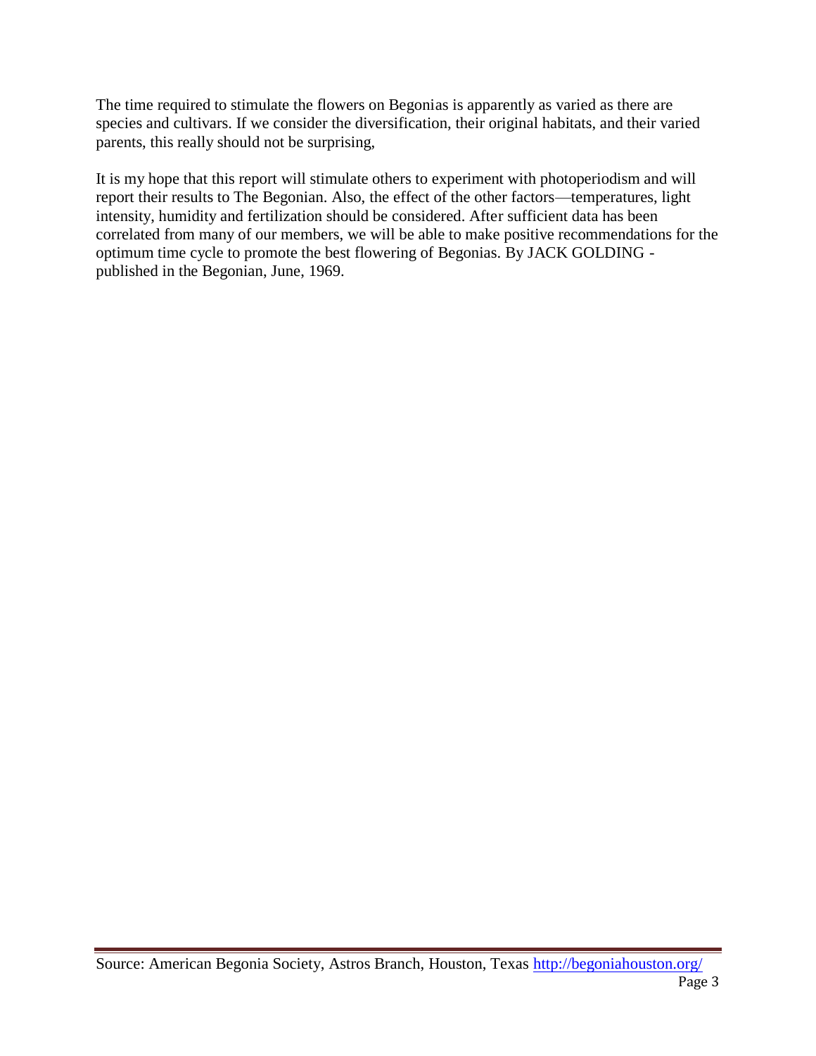The time required to stimulate the flowers on Begonias is apparently as varied as there are species and cultivars. If we consider the diversification, their original habitats, and their varied parents, this really should not be surprising,

It is my hope that this report will stimulate others to experiment with photoperiodism and will report their results to The Begonian. Also, the effect of the other factors—temperatures, light intensity, humidity and fertilization should be considered. After sufficient data has been correlated from many of our members, we will be able to make positive recommendations for the optimum time cycle to promote the best flowering of Begonias. By JACK GOLDING - published in the Begonian, June, 1969.